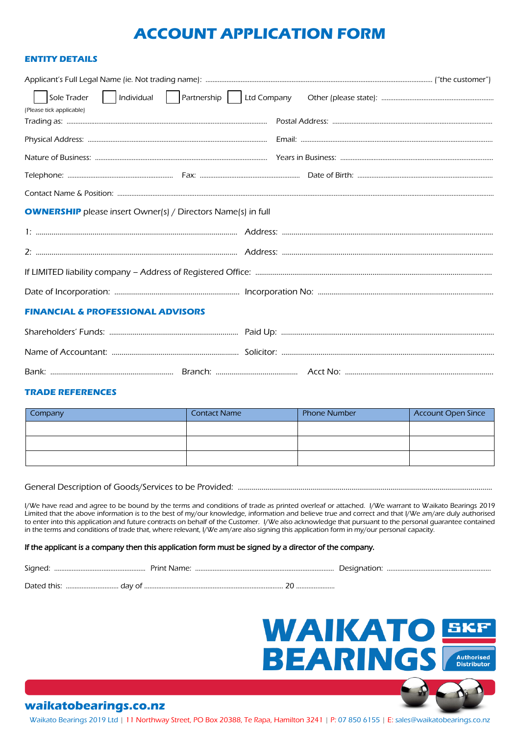# ACCOUNT APPLICATION FORM

## ENTITY DETAILS

Applicant's Full Legal Name (ie. Not trading name): ........................................................................................................ ("the customer")

☐ Sole Trader ☐ Individual ☐ Partnership ☐ Ltd Company Other (please state): ........................................................

(Please tick applicable)

Trading as: ........................................................................................................ Postal Address: ........................................................................

Physical Address: ........................................................................................ Email: ........................................................................................

Nature of Business: .................................................................................... Years in Business: ..................................................................

Telephone: ............................................................ Fax: ........................................................ Date of Birth: ..........................................................

Contact Name & Position: ........................................................................................................................................................................

**OWNERSHIP** please insert Owner(s) / Directors Name(s) in full

1: ........................................................................................................ Address: ........................................................................................

2: ........................................................................................................ Address: ........................................................................................

If LIMITED liability company – Address of Registered Office: ........................................................................................................

Date of Incorporation: ................................................................ Incorporation No: ........................................................................

## FINANCIAL & PROFESSIONAL ADVISORS

Shareholders' Funds: ................................................................ Paid Up: ........................................................................................

Name of Accountant: ................................................................ Solicitor: ........................................................................................

Bank: ............................................................ Branch: .......................................... Acct No: ..........................................................

## TRADE REFERENCES

| Company | Contact Name | Phone Number | Account Open Since |
|---|---|---|---|
| | | | |
| | | | |
| | | | |

General Description of Goods/Services to be Provided: ........................................................................................................

I/We have read and agree to be bound by the terms and conditions of trade as printed overleaf or attached. I/We warrant to Waikato Bearings 2019 Limited that the above information is to the best of my/our knowledge, information and believe true and correct and that I/We am/are duly authorised to enter into this application and future contracts on behalf of the Customer. I/We also acknowledge that pursuant to the personal guarantee contained in the terms and conditions of trade that, where relevant, I/We am/are also signing this application form in my/our personal capacity.

**If the applicant is a company then this application form must be signed by a director of the company.**

Signed: .................................................. Print Name: ........................................................................ Designation: ..........................................................

Dated this: ............................ day of ........................................................................ 20 ....................

WAIKATO BEARINGS — SKF Authorised Distributor

waikatobearings.co.nz

Waikato Bearings 2019 Ltd | 11 Northway Street, PO Box 20388, Te Rapa, Hamilton 3241 | P: 07 850 6155 | E: sales@waikatobearings.co.nz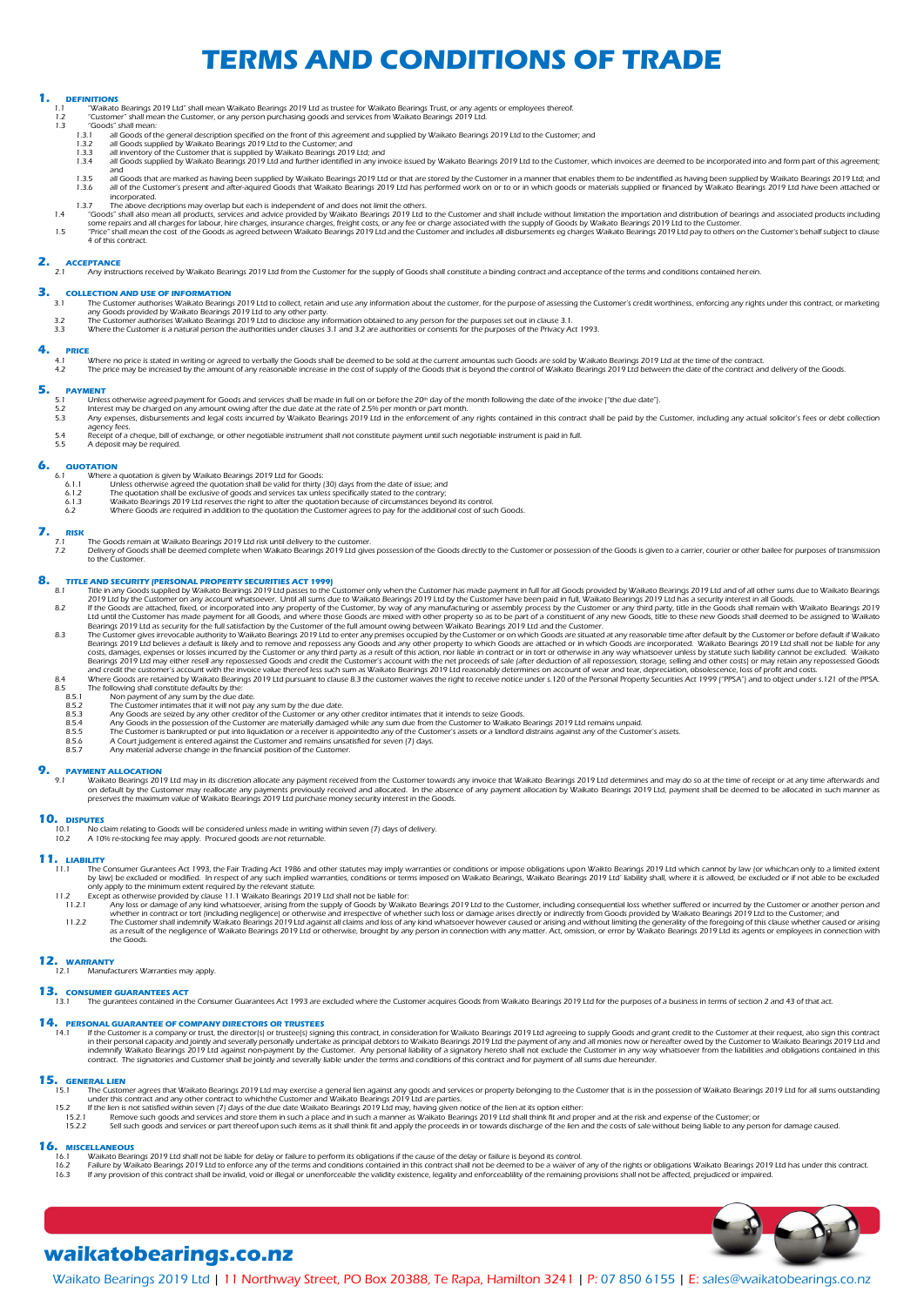# TERMS AND CONDITIONS OF TRADE

## 1. DEFINITIONS

1.1 "Waikato Bearings 2019 Ltd" shall mean Waikato Bearings 2019 Ltd as trustee for Waikato Bearings Trust, or any agents or employees thereof.

1.2 "Customer" shall mean the Customer, or any person purchasing goods and services from Waikato Bearings 2019 Ltd.

1.3 "Goods" shall mean:

1.3.1 all Goods of the general description specified on the front of this agreement and supplied by Waikato Bearings 2019 Ltd to the Customer; and

1.3.2 all Goods supplied by Waikato Bearings 2019 Ltd to the Customer; and

1.3.3 all inventory of the Customer that is supplied by Waikato Bearings 2019 Ltd; and

1.3.4 all Goods supplied by Waikato Bearings 2019 Ltd and further identified in any invoice issued by Waikato Bearings 2019 Ltd to the Customer, which invoices are deemed to be incorporated into and form part of this agreement; and

1.3.5 all Goods that are marked as having been supplied by Waikato Bearings 2019 Ltd or that are stored by the Customer in a manner that enables them to be indentified as having been supplied by Waikato Bearings 2019 Ltd; and

1.3.6 all of the Customer's present and after-aquired Goods that Waikato Bearings 2019 Ltd has performed work on or to or in which goods or materials supplied or financed by Waikato Bearings 2019 Ltd have been attached or incorporated.

1.3.7 The above decriptions may overlap but each is independent of and does not limit the others.

1.4 "Goods" shall also mean all products, services and advice provided by Waikato Bearings 2019 Ltd to the Customer and shall include without limitation the importation and distribution of bearings and associated products including some repairs and all charges for labour, hire charges, insurance charges, freight costs, or any fee or charge associated with the supply of Goods by Waikato Bearings 2019 Ltd to the Customer.

1.5 "Price" shall mean the cost of the Goods as agreed between Waikato Bearings 2019 Ltd and the Customer and includes all disbursements eg charges Waikato Bearings 2019 Ltd pay to others on the Customer's behalf subject to clause 4 of this contract.

## 2. ACCEPTANCE

2.1 Any instructions received by Waikato Bearings 2019 Ltd from the Customer for the supply of Goods shall constitute a binding contract and acceptance of the terms and conditions contained herein.

## 3. COLLECTION AND USE OF INFORMATION

3.1 The Customer authorises Waikato Bearings 2019 Ltd to collect, retain and use any information about the customer, for the purpose of assessing the Customer's credit worthiness, enforcing any rights under this contract, or marketing any Goods provided by Waikato Bearings 2019 Ltd to any other party.

3.2 The Customer authorises Waikato Bearings 2019 Ltd to disclose any information obtained to any person for the purposes set out in clause 3.1.

3.3 Where the Customer is a natural person the authorities under clauses 3.1 and 3.2 are authorities or consents for the purposes of the Privacy Act 1993.

## 4. PRICE

4.1 Where no price is stated in writing or agreed to verbally the Goods shall be deemed to be sold at the current amountas such Goods are sold by Waikato Bearings 2019 Ltd at the time of the contract.

4.2 The price may be increased by the amount of any reasonable increase in the cost of supply of the Goods that is beyond the control of Waikato Bearings 2019 Ltd between the date of the contract and delivery of the Goods.

## 5. PAYMENT

5.1 Unless otherwise agreed payment for Goods and services shall be made in full on or before the 20th day of the month following the date of the invoice ("the due date").

5.2 Interest may be charged on any amount owing after the due date at the rate of 2.5% per month or part month.

5.3 Any expenses, disbursements and legal costs incurred by Waikato Bearings 2019 Ltd in the enforcement of any rights contained in this contract shall be paid by the Customer, including any actual solicitor's fees or debt collection agency fees.

5.4 Receipt of a cheque, bill of exchange, or other negotiable instrument shall not constitute payment until such negotiable instrument is paid in full.

5.5 A deposit may be required.

## 6. QUOTATION

6.1 Where a quotation is given by Waikato Bearings 2019 Ltd for Goods:

6.1.1 Unless otherwise agreed the quotation shall be valid for thirty (30) days from the date of issue; and

6.1.2 The quotation shall be exclusive of goods and services tax unless specifically stated to the contrary;

6.1.3 Waikato Bearings 2019 Ltd reserves the right to alter the quotation because of circumstances beyond its control.

6.2 Where Goods are required in addition to the quotation the Customer agrees to pay for the additional cost of such Goods.

## 7. RISK

7.1 The Goods remain at Waikato Bearings 2019 Ltd risk until delivery to the customer.

7.2 Delivery of Goods shall be deemed complete when Waikato Bearings 2019 Ltd gives possession of the Goods directly to the Customer or possession of the Goods is given to a carrier, courier or other bailee for purposes of transmission to the Customer.

## 8. TITLE AND SECURITY (PERSONAL PROPERTY SECURITIES ACT 1999)

8.1 Title in any Goods supplied by Waikato Bearings 2019 Ltd passes to the Customer only when the Customer has made payment in full for all Goods provided by Waikato Bearings 2019 Ltd and of all other sums due to Waikato Bearings 2019 Ltd by the Customer on any account whatsoever. Until all sums due to Waikato Bearings 2019 Ltd by the Customer have been paid in full, Waikato Bearings 2019 Ltd has a security interest in all Goods.

8.2 If the Goods are attached, fixed, or incorporated into any property of the Customer, by way of any manufacturing or assembly process by the Customer or any third party, title in the Goods shall remain with Waikato Bearings 2019 Ltd until the Customer has made payment for all Goods, and where those Goods are mixed with other property so as to be part of a constituent of any new Goods, title to these new Goods shall deemed to be assigned to Waikato Bearings 2019 Ltd as security for the full satisfaction by the Customer of the full amount owing between Waikato Bearings 2019 Ltd and the Customer.

8.3 The Customer gives irrevocable authority to Waikato Bearings 2019 Ltd to enter any premises occupied by the Customer or on which Goods are situated at any reasonable time after default by the Customer or before default if Waikato Bearings 2019 Ltd believes a default is likely and to remove and repossess any Goods and any other property to which Goods are attached or in which Goods are incorporated. Waikato Bearings 2019 Ltd shall not be liable for any costs, damages, expenses or losses incurred by the Customer or any third party as a result of this action, nor liable in contract or in tort or otherwise in any way whatsoever unless by statute such liability cannot be excluded. Waikato Bearings 2019 Ltd may either resell any repossessed Goods and credit the Customer's account with the net proceeds of sale (after deduction of all repossession, storage, selling and other costs) or may retain any repossessed Goods and credit the customer's account with the invoice value thereof less such sum as Waikato Bearings 2019 Ltd reasonably determines on account of wear and tear, depreciation, obsolescence, loss of profit and costs.

8.4 Where Goods are retained by Waikato Bearings 2019 Ltd pursuant to clause 8.3 the customer waives the right to receive notice under s.120 of the Personal Property Securities Act 1999 ("PPSA") and to object under s.121 of the PPSA.

8.5 The following shall constitute defaults by the:

8.5.1 Non payment of any sum by the due date.

8.5.2 The Customer intimates that it will not pay any sum by the due date.

8.5.3 Any Goods are seized by any other creditor of the Customer or any other creditor intimates that it intends to seize Goods.

8.5.4 Any Goods in the possession of the Customer are materially damaged while any sum due from the Customer to Waikato Bearings 2019 Ltd remains unpaid.

8.5.5 The Customer is bankrupted or put into liquidation or a receiver is appointedto any of the Customer's assets or a landlord distrains against any of the Customer's assets.

8.5.6 A Court judgement is entered against the Customer and remains unsatisfied for seven (7) days.

8.5.7 Any material adverse change in the financial position of the Customer.

## 9. PAYMENT ALLOCATION

9.1 Waikato Bearings 2019 Ltd may in its discretion allocate any payment received from the Customer towards any invoice that Waikato Bearings 2019 Ltd determines and may do so at the time of receipt or at any time afterwards and on default by the Customer may reallocate any payments previously received and allocated. In the absence of any payment allocation by Waikato Bearings 2019 Ltd, payment shall be deemed to be allocated in such manner as preserves the maximum value of Waikato Bearings 2019 Ltd purchase money security interest in the Goods.

## 10. DISPUTES

10.1 No claim relating to Goods will be considered unless made in writing within seven (7) days of delivery.

10.2 A 10% re-stocking fee may apply. Procured goods are not returnable.

## 11. LIABILITY

11.1 The Consumer Gurantees Act 1993, the Fair Trading Act 1986 and other statutes may imply warranties or conditions or impose obligations upon Waikto Bearings 2019 Ltd which cannot by law (or whichcan only to a limited extent by law) be excluded or modified. In respect of any such implied warranties, conditions or terms imposed on Waikato Bearings, Waikato Bearings 2019 Ltd' liability shall, where it is allowed, be excluded or if not able to be excluded only apply to the minimum extent required by the relevant statute.

11.2 Except as otherwise provided by clause 11.1 Waikato Bearings 2019 Ltd shall not be liable for:

11.2.1 Any loss or damage of any kind whatsoever, arising from the supply of Goods by Waikato Bearings 2019 Ltd to the Customer, including consequential loss whether suffered or incurred by the Customer or another person and whether in contract or tort (including negligence) or otherwise and irrespective of whether such loss or damage arises directly or indirectly from Goods provided by Waikato Bearings 2019 Ltd to the Customer; and

11.2.2 The Customer shall indemnify Waikato Bearings 2019 Ltd against all claims and loss of any kind whatsoever however caused or arising and without limiting the generality of the foregoing of this clause whether caused or arising as a result of the negligence of Waikato Bearings 2019 Ltd or otherwise, brought by any person in connection with any matter. Act, omission, or error by Waikato Bearings 2019 Ltd its agents or employees in connection with the Goods.

## 12. WARRANTY

12.1 Manufacturers Warranties may apply.

## 13. CONSUMER GUARANTEES ACT

13.1 The gurantees contained in the Consumer Guarantees Act 1993 are excluded where the Customer acquires Goods from Waikato Bearings 2019 Ltd for the purposes of a business in terms of section 2 and 43 of that act.

## 14. PERSONAL GUARANTEE OF COMPANY DIRECTORS OR TRUSTEES

14.1 If the Customer is a company or trust, the director(s) or trustee(s) signing this contract, in consideration for Waikato Bearings 2019 Ltd agreeing to supply Goods and grant credit to the Customer at their request, also sign this contract in their personal capacity and jointly and severally personally undertake as principal debtors to Waikato Bearings 2019 Ltd the payment of any and all monies now or hereafter owed by the Customer to Waikato Bearings 2019 Ltd and indemnify Waikato Bearings 2019 Ltd against non-payment by the Customer. Any personal liability of a signatory hereto shall not exclude the Customer in any way whatsoever from the liabilities and obligations contained in this contract. The signatories and Customer shall be jointly and severally liable under the terms and conditions of this contract and for payment of all sums due hereunder.

## 15. GENERAL LIEN

15.1 The Customer agrees that Waikato Bearings 2019 Ltd may exercise a general lien against any goods and services or property belonging to the Customer that is in the possession of Waikato Bearings 2019 Ltd for all sums outstanding under this contract and any other contract to whichthe Customer and Waikato Bearings 2019 Ltd are parties.

15.2 If the lien is not satisfied within seven (7) days of the due date Waikato Bearings 2019 Ltd may, having given notice of the lien at its option either:

15.2.1 Remove such goods and services and store them in such a place and in such a manner as Waikato Bearings 2019 Ltd shall think fit proper and at the risk and expense of the Customer; or

15.2.2 Sell such goods and services or part thereof upon such items as it shall think fit and apply the proceeds in or towards discharge of the lien and the costs of sale without being liable to any person for damage caused.

## 16. MISCELLANEOUS

16.1 Waikato Bearings 2019 Ltd shall not be liable for delay or failure to perform its obligations if the cause of the delay or failure is beyond its control.

16.2 Failure by Waikato Bearings 2019 Ltd to enforce any of the terms and conditions contained in this contract shall not be deemed to be a waiver of any of the rights or obligations Waikato Bearings 2019 Ltd has under this contract.

16.3 If any provision of this contract shall be invalid, void or illegal or unenforceable the validity existence, legality and enforceablility of the remaining provisions shall not be affected, prejudiced or impaired.

**waikatobearings.co.nz**

Waikato Bearings 2019 Ltd | 11 Northway Street, PO Box 20388, Te Rapa, Hamilton 3241 | P: 07 850 6155 | E: sales@waikatobearings.co.nz